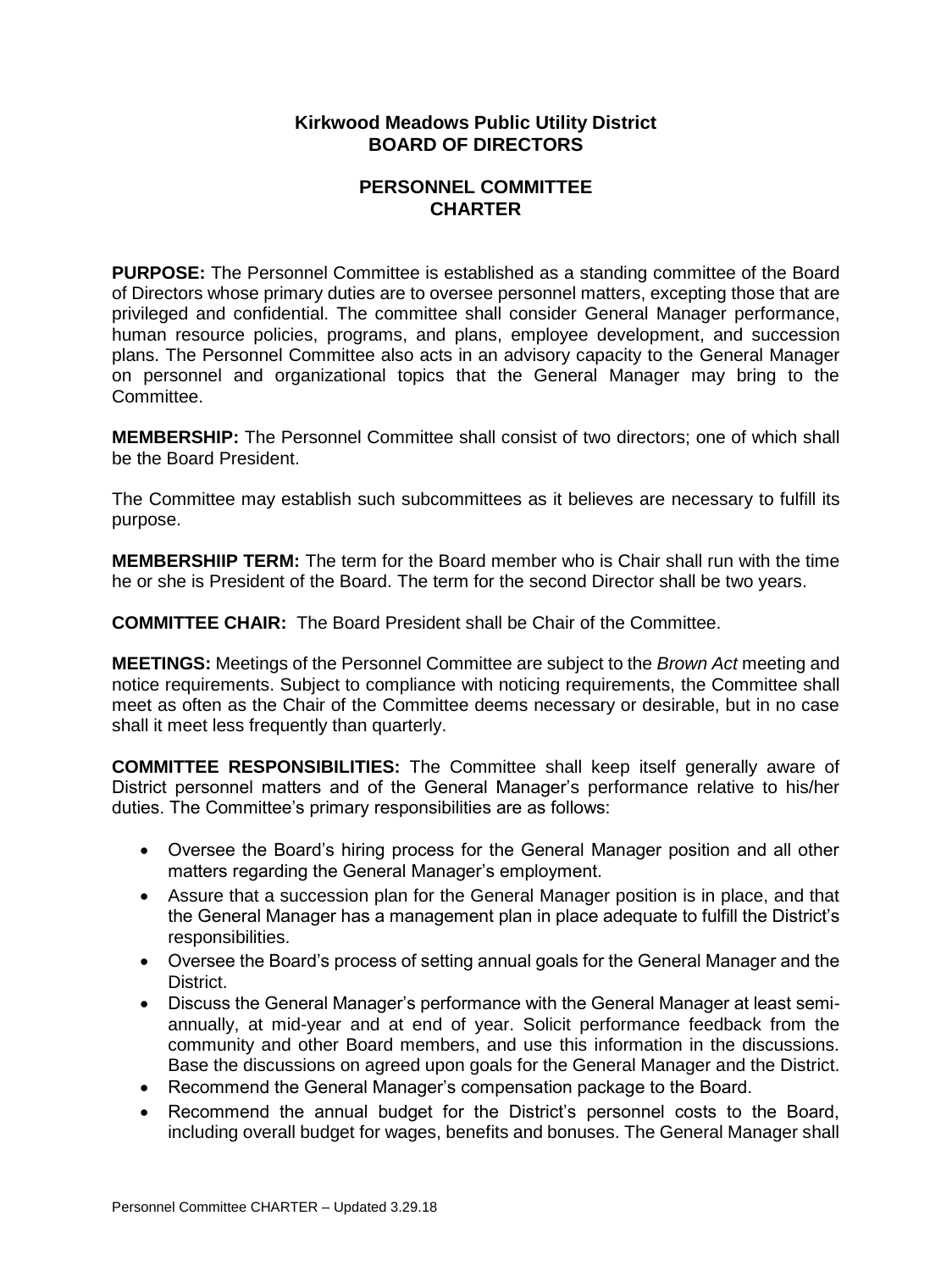**Kirkwood Meadows Public Utility District**
**BOARD OF DIRECTORS**

**PERSONNEL COMMITTEE**
**CHARTER**

**PURPOSE:** The Personnel Committee is established as a standing committee of the Board of Directors whose primary duties are to oversee personnel matters, excepting those that are privileged and confidential. The committee shall consider General Manager performance, human resource policies, programs, and plans, employee development, and succession plans. The Personnel Committee also acts in an advisory capacity to the General Manager on personnel and organizational topics that the General Manager may bring to the Committee.

**MEMBERSHIP:** The Personnel Committee shall consist of two directors; one of which shall be the Board President.

The Committee may establish such subcommittees as it believes are necessary to fulfill its purpose.

**MEMBERSHIIP TERM:** The term for the Board member who is Chair shall run with the time he or she is President of the Board. The term for the second Director shall be two years.

**COMMITTEE CHAIR:** The Board President shall be Chair of the Committee.

**MEETINGS:** Meetings of the Personnel Committee are subject to the *Brown Act* meeting and notice requirements. Subject to compliance with noticing requirements, the Committee shall meet as often as the Chair of the Committee deems necessary or desirable, but in no case shall it meet less frequently than quarterly.

**COMMITTEE RESPONSIBILITIES:** The Committee shall keep itself generally aware of District personnel matters and of the General Manager's performance relative to his/her duties. The Committee's primary responsibilities are as follows:

- Oversee the Board's hiring process for the General Manager position and all other matters regarding the General Manager's employment.
- Assure that a succession plan for the General Manager position is in place, and that the General Manager has a management plan in place adequate to fulfill the District's responsibilities.
- Oversee the Board's process of setting annual goals for the General Manager and the District.
- Discuss the General Manager's performance with the General Manager at least semi-annually, at mid-year and at end of year. Solicit performance feedback from the community and other Board members, and use this information in the discussions. Base the discussions on agreed upon goals for the General Manager and the District.
- Recommend the General Manager's compensation package to the Board.
- Recommend the annual budget for the District's personnel costs to the Board, including overall budget for wages, benefits and bonuses. The General Manager shall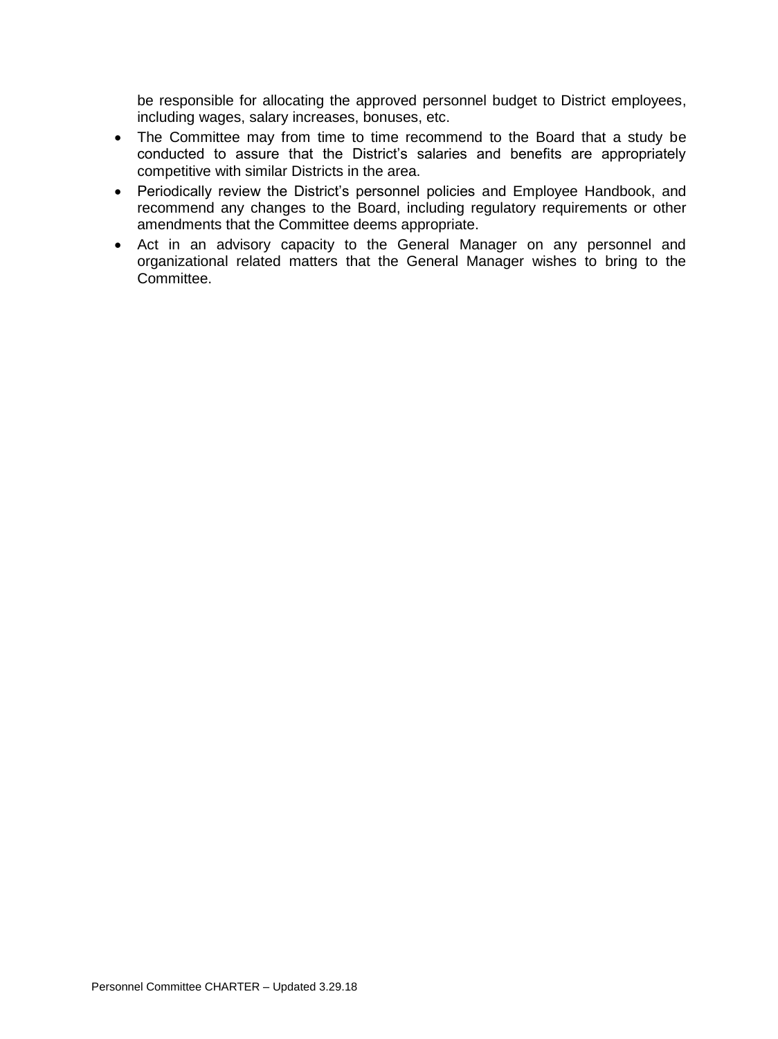be responsible for allocating the approved personnel budget to District employees, including wages, salary increases, bonuses, etc.

- The Committee may from time to time recommend to the Board that a study be conducted to assure that the District's salaries and benefits are appropriately competitive with similar Districts in the area.
- Periodically review the District's personnel policies and Employee Handbook, and recommend any changes to the Board, including regulatory requirements or other amendments that the Committee deems appropriate.
- Act in an advisory capacity to the General Manager on any personnel and organizational related matters that the General Manager wishes to bring to the Committee.